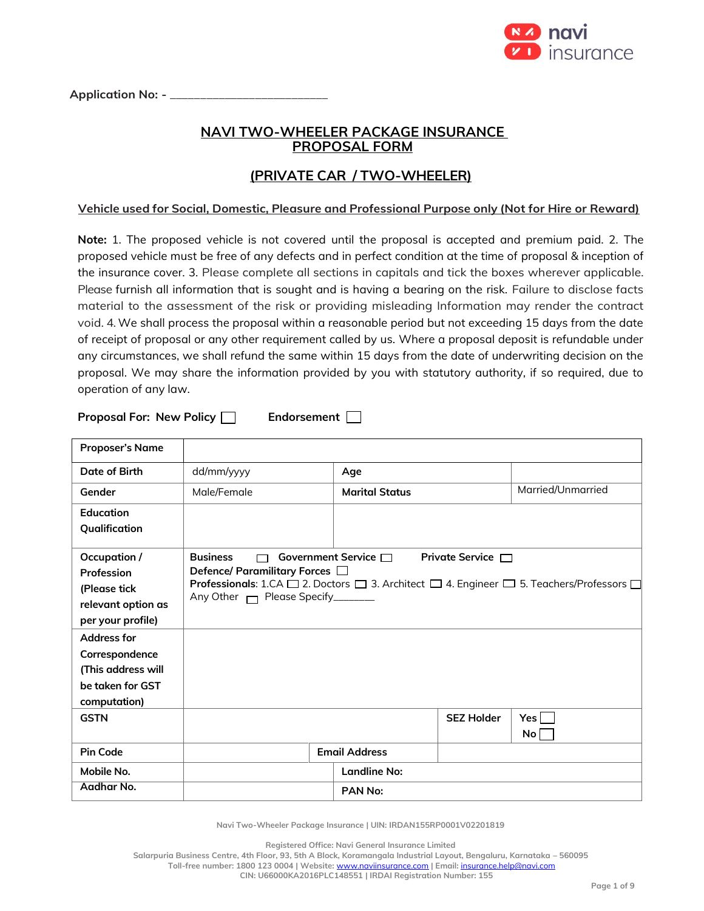Application No: - ________________________

# NAVI TWO-WHEELER PACKAGE INSURANCE PROPOSAL FORM

## (PRIVATE CAR / TWO-WHEELER)

**Vehicle used for Social, Domestic, Pleasure and Professional Purpose only (Not for Hire or Reward)**

**Note:** 1. The proposed vehicle is not covered until the proposal is accepted and premium paid. 2. The proposed vehicle must be free of any defects and in perfect condition at the time of proposal & inception of the insurance cover. 3. Please complete all sections in capitals and tick the boxes wherever applicable. Please furnish all information that is sought and is having a bearing on the risk. Failure to disclose facts material to the assessment of the risk or providing misleading Information may render the contract void. 4. We shall process the proposal within a reasonable period but not exceeding 15 days from the date of receipt of proposal or any other requirement called by us. Where a proposal deposit is refundable under any circumstances, we shall refund the same within 15 days from the date of underwriting decision on the proposal. We may share the information provided by you with statutory authority, if so required, due to operation of any law.

**Proposal For: New Policy** ☐ **Endorsement** ☐

| | | | |
|---|---|---|---|
| **Proposer's Name** | | | |
| **Date of Birth** | dd/mm/yyyy | Age | |
| **Gender** | Male/Female | **Marital Status** | Married/Unmarried |
| **Education Qualification** | | | |
| **Occupation / Profession (Please tick relevant option as per your profile)** | **Business** ☐ **Government Service** ☐ **Private Service** ☐ **Defence/ Paramilitary Forces** ☐ **Professionals**: 1.CA ☐ 2. Doctors ☐ 3. Architect ☐ 4. Engineer ☐ 5. Teachers/Professors ☐ Any Other ☐ Please Specify_______ | | |
| **Address for Correspondence (This address will be taken for GST computation)** | | | |
| **GSTN** | | **SEZ Holder** | Yes ☐ No ☐ |
| **Pin Code** | | **Email Address** | |
| **Mobile No.** | | **Landline No:** | |
| **Aadhar No.** | | **PAN No:** | |

Navi Two-Wheeler Package Insurance | UIN: IRDAN155RP0001V02201819

Registered Office: Navi General Insurance Limited
Salarpuria Business Centre, 4th Floor, 93, 5th A Block, Koramangala Industrial Layout, Bengaluru, Karnataka – 560095
Toll-free number: 1800 123 0004 | Website: www.naviinsurance.com | Email: insurance.help@navi.com
CIN: U66000KA2016PLC148551 | IRDAI Registration Number: 155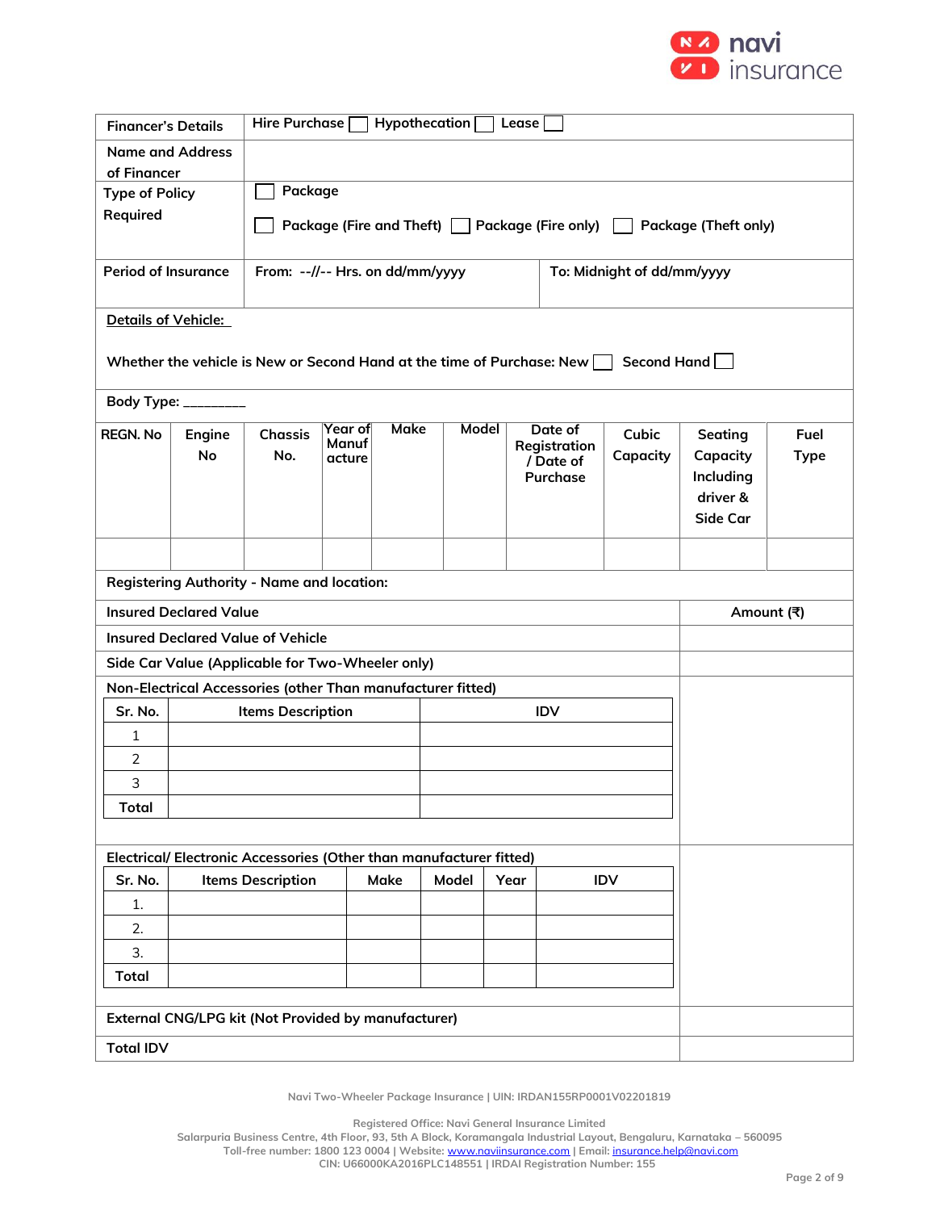| Financer's Details | Hire Purchase ☐ Hypothecation ☐ Lease ☐ |
|---|---|
| Name and Address of Financer | |
| Type of Policy Required | ☐ Package<br>☐ Package (Fire and Theft) ☐ Package (Fire only) ☐ Package (Theft only) |
| Period of Insurance | From: --//-- Hrs. on dd/mm/yyyy — To: Midnight of dd/mm/yyyy |

**Details of Vehicle:**

Whether the vehicle is New or Second Hand at the time of Purchase: New ☐ Second Hand ☐

Body Type: ________

| REGN. No | Engine No | Chassis No. | Year of Manufacture | Make | Model | Date of Registration / Date of Purchase | Cubic Capacity | Seating Capacity Including driver & Side Car | Fuel Type |
|---|---|---|---|---|---|---|---|---|---|
| | | | | | | | | | |

Registering Authority - Name and location:

| Insured Declared Value | Amount (₹) |
|---|---|
| Insured Declared Value of Vehicle | |
| Side Car Value (Applicable for Two-Wheeler only) | |
| Non-Electrical Accessories (other Than manufacturer fitted) | |

| Sr. No. | Items Description | IDV |
|---|---|---|
| 1 | | |
| 2 | | |
| 3 | | |
| Total | | |

Electrical/ Electronic Accessories (Other than manufacturer fitted)

| Sr. No. | Items Description | Make | Model | Year | IDV |
|---|---|---|---|---|---|
| 1. | | | | | |
| 2. | | | | | |
| 3. | | | | | |
| Total | | | | | |

| | Amount (₹) |
|---|---|
| External CNG/LPG kit (Not Provided by manufacturer) | |
| Total IDV | |

Navi Two-Wheeler Package Insurance | UIN: IRDAN155RP0001V02201819

Registered Office: Navi General Insurance Limited
Salarpuria Business Centre, 4th Floor, 93, 5th A Block, Koramangala Industrial Layout, Bengaluru, Karnataka – 560095
Toll-free number: 1800 123 0004 | Website: www.naviinsurance.com | Email: insurance.help@navi.com
CIN: U66000KA2016PLC148551 | IRDAI Registration Number: 155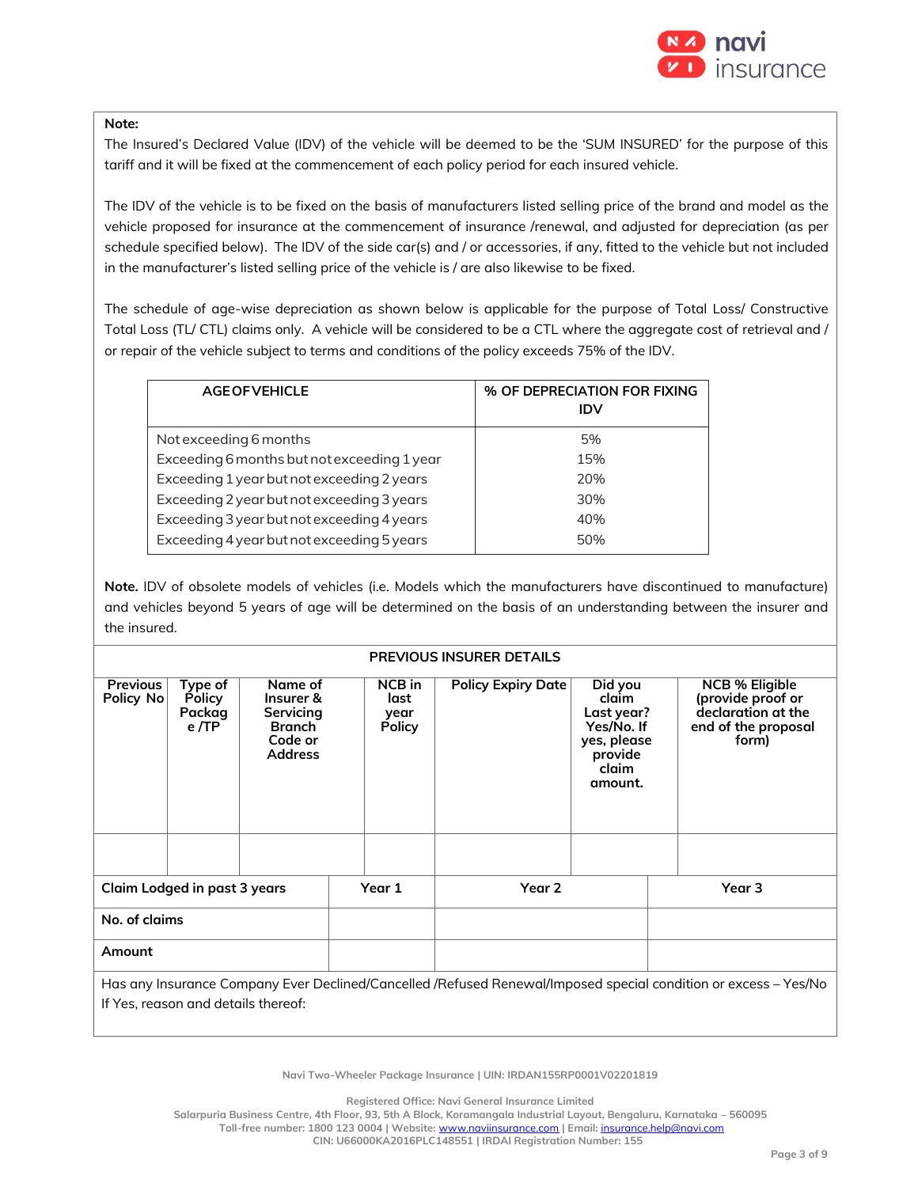**Note:**

The Insured's Declared Value (IDV) of the vehicle will be deemed to be the 'SUM INSURED' for the purpose of this tariff and it will be fixed at the commencement of each policy period for each insured vehicle.

The IDV of the vehicle is to be fixed on the basis of manufacturers listed selling price of the brand and model as the vehicle proposed for insurance at the commencement of insurance /renewal, and adjusted for depreciation (as per schedule specified below). The IDV of the side car(s) and / or accessories, if any, fitted to the vehicle but not included in the manufacturer's listed selling price of the vehicle is / are also likewise to be fixed.

The schedule of age-wise depreciation as shown below is applicable for the purpose of Total Loss/ Constructive Total Loss (TL/ CTL) claims only. A vehicle will be considered to be a CTL where the aggregate cost of retrieval and / or repair of the vehicle subject to terms and conditions of the policy exceeds 75% of the IDV.

| AGE OF VEHICLE | % OF DEPRECIATION FOR FIXING IDV |
|---|---|
| Not exceeding 6 months | 5% |
| Exceeding 6 months but not exceeding 1 year | 15% |
| Exceeding 1 year but not exceeding 2 years | 20% |
| Exceeding 2 year but not exceeding 3 years | 30% |
| Exceeding 3 year but not exceeding 4 years | 40% |
| Exceeding 4 year but not exceeding 5 years | 50% |

**Note.** IDV of obsolete models of vehicles (i.e. Models which the manufacturers have discontinued to manufacture) and vehicles beyond 5 years of age will be determined on the basis of an understanding between the insurer and the insured.

**PREVIOUS INSURER DETAILS**

| Previous Policy No | Type of Policy Package /TP | Name of Insurer & Servicing Branch Code or Address | NCB in last year Policy | Policy Expiry Date | Did you claim Last year? Yes/No. If yes, please provide claim amount. | NCB % Eligible (provide proof or declaration at the end of the proposal form) |
|---|---|---|---|---|---|---|
| | | | | | | |

| Claim Lodged in past 3 years | Year 1 | Year 2 | Year 3 |
|---|---|---|---|
| No. of claims | | | |
| Amount | | | |

Has any Insurance Company Ever Declined/Cancelled /Refused Renewal/Imposed special condition or excess – Yes/No
If Yes, reason and details thereof: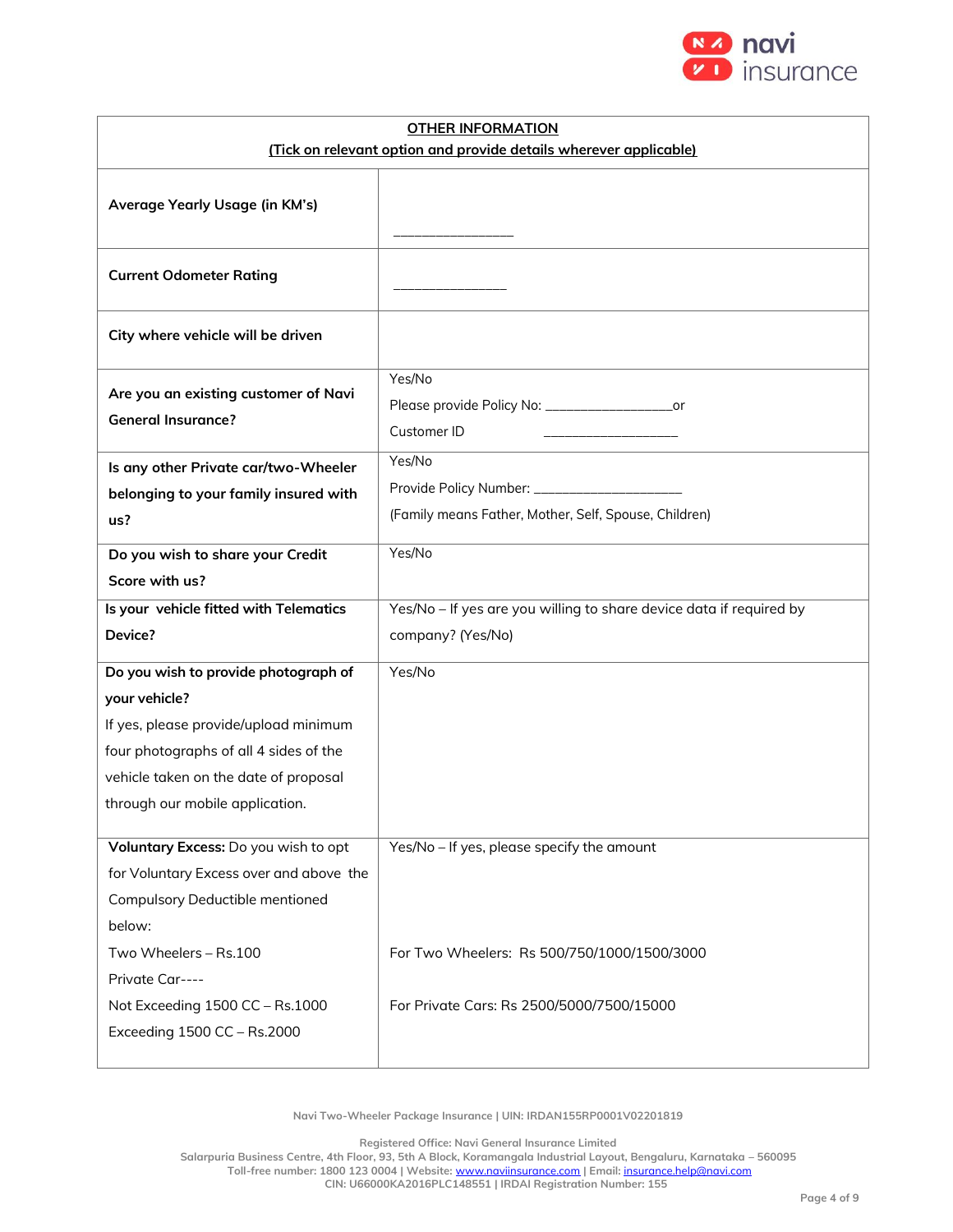| OTHER INFORMATION (Tick on relevant option and provide details wherever applicable) | |
|---|---|
| **Average Yearly Usage (in KM's)** | _______________ |
| **Current Odometer Rating** | ______________ |
| **City where vehicle will be driven** | |
| **Are you an existing customer of Navi General Insurance?** | Yes/No<br>Please provide Policy No: _________________or<br>Customer ID ________________ |
| **Is any other Private car/two-Wheeler belonging to your family insured with us?** | Yes/No<br>Provide Policy Number: ___________________<br>(Family means Father, Mother, Self, Spouse, Children) |
| **Do you wish to share your Credit Score with us?** | Yes/No |
| **Is your vehicle fitted with Telematics Device?** | Yes/No – If yes are you willing to share device data if required by company? (Yes/No) |
| **Do you wish to provide photograph of your vehicle?**<br>If yes, please provide/upload minimum four photographs of all 4 sides of the vehicle taken on the date of proposal through our mobile application. | Yes/No |
| **Voluntary Excess:** Do you wish to opt for Voluntary Excess over and above the Compulsory Deductible mentioned below:<br>Two Wheelers – Rs.100<br>Private Car----<br>Not Exceeding 1500 CC – Rs.1000<br>Exceeding 1500 CC – Rs.2000 | Yes/No – If yes, please specify the amount<br><br>For Two Wheelers: Rs 500/750/1000/1500/3000<br><br>For Private Cars: Rs 2500/5000/7500/15000 |

Navi Two-Wheeler Package Insurance | UIN: IRDAN155RP0001V02201819

Registered Office: Navi General Insurance Limited
Salarpuria Business Centre, 4th Floor, 93, 5th A Block, Koramangala Industrial Layout, Bengaluru, Karnataka – 560095
Toll-free number: 1800 123 0004 | Website: www.naviinsurance.com | Email: insurance.help@navi.com
CIN: U66000KA2016PLC148551 | IRDAI Registration Number: 155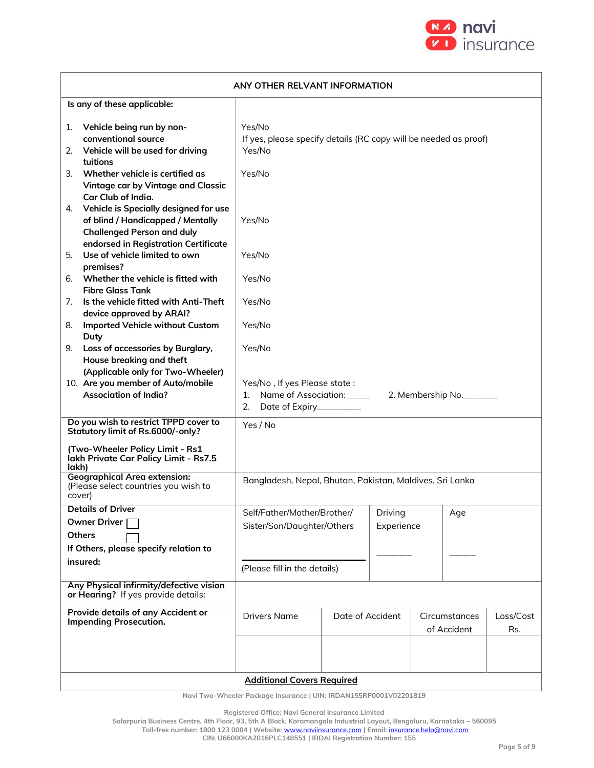## ANY OTHER RELVANT INFORMATION

| Is any of these applicable: | |
|---|---|
| 1. Vehicle being run by non-conventional source | Yes/No<br>If yes, please specify details (RC copy will be needed as proof) |
| 2. Vehicle will be used for driving tuitions | Yes/No |
| 3. Whether vehicle is certified as Vintage car by Vintage and Classic Car Club of India. | Yes/No |
| 4. Vehicle is Specially designed for use of blind / Handicapped / Mentally Challenged Person and duly endorsed in Registration Certificate | Yes/No |
| 5. Use of vehicle limited to own premises? | Yes/No |
| 6. Whether the vehicle is fitted with Fibre Glass Tank | Yes/No |
| 7. Is the vehicle fitted with Anti-Theft device approved by ARAI? | Yes/No |
| 8. Imported Vehicle without Custom Duty | Yes/No |
| 9. Loss of accessories by Burglary, House breaking and theft (Applicable only for Two-Wheeler) | Yes/No |
| 10. Are you member of Auto/mobile Association of India? | Yes/No , If yes Please state :<br>1. Name of Association: _____ 2. Membership No.________<br>2. Date of Expiry__________ |
| **Do you wish to restrict TPPD cover to Statutory limit of Rs.6000/-only?**<br><br>**(Two-Wheeler Policy Limit - Rs1 lakh Private Car Policy Limit - Rs7.5 lakh)** | Yes / No |
| **Geographical Area extension:** (Please select countries you wish to cover) | Bangladesh, Nepal, Bhutan, Pakistan, Maldives, Sri Lanka |

| Details of Driver | | | |
|---|---|---|---|
| **Owner Driver** ☐<br>**Others** ☐<br>**If Others, please specify relation to insured:** | Self/Father/Mother/Brother/ Sister/Son/Daughter/Others<br><br>(Please fill in the details) | Driving Experience<br><br>_______ | Age<br><br>_____ |

| **Any Physical infirmity/defective vision or Hearing?** If yes provide details: | |
|---|---|

| **Provide details of any Accident or Impending Prosecution.** | Drivers Name | Date of Accident | Circumstances of Accident | Loss/Cost Rs. |
|---|---|---|---|---|
| | | | | |

**Additional Covers Required**

Navi Two-Wheeler Package Insurance | UIN: IRDAN155RP0001V02201819

Registered Office: Navi General Insurance Limited
Salarpuria Business Centre, 4th Floor, 93, 5th A Block, Koramangala Industrial Layout, Bengaluru, Karnataka – 560095
Toll-free number: 1800 123 0004 | Website: www.naviinsurance.com | Email: insurance.help@navi.com
CIN: U66000KA2016PLC148551 | IRDAI Registration Number: 155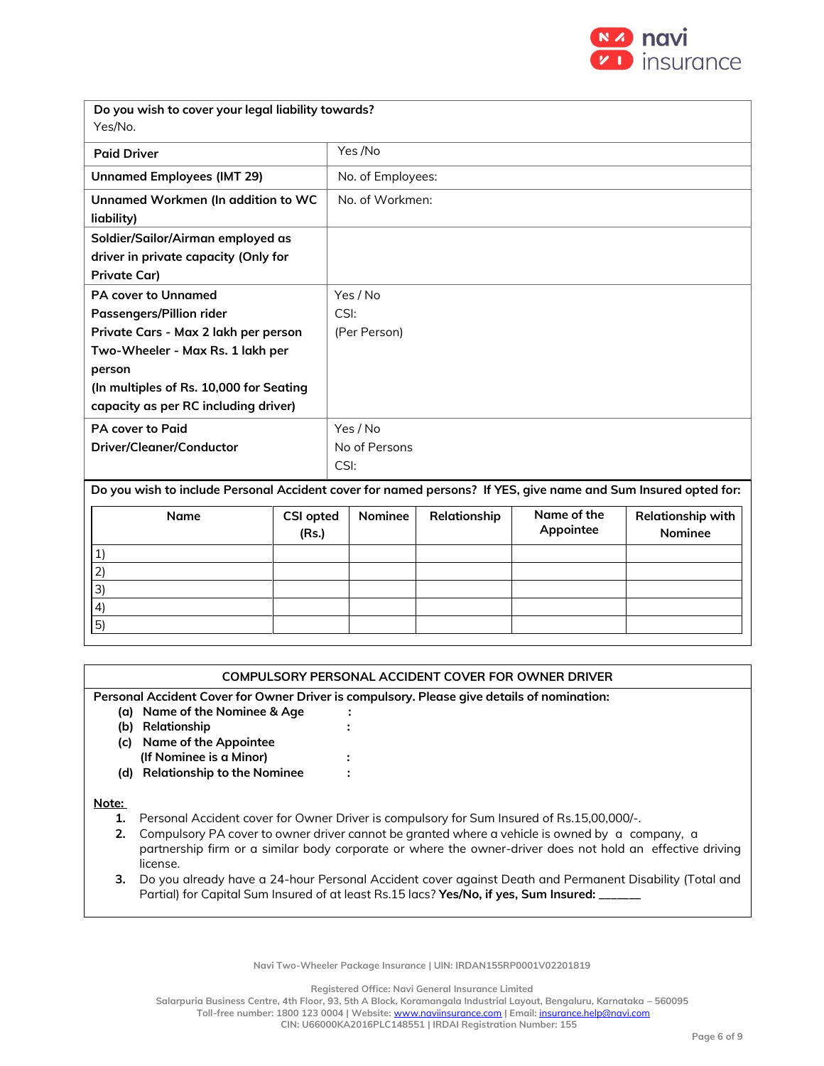| Do you wish to cover your legal liability towards? Yes/No. | |
|---|---|
| **Paid Driver** | Yes /No |
| **Unnamed Employees (IMT 29)** | No. of Employees: |
| **Unnamed Workmen (In addition to WC liability)** | No. of Workmen: |
| **Soldier/Sailor/Airman employed as driver in private capacity (Only for Private Car)** | |
| **PA cover to Unnamed Passengers/Pillion rider Private Cars - Max 2 lakh per person Two-Wheeler - Max Rs. 1 lakh per person (In multiples of Rs. 10,000 for Seating capacity as per RC including driver)** | Yes / No CSI: (Per Person) |
| **PA cover to Paid Driver/Cleaner/Conductor** | Yes / No No of Persons CSI: |

**Do you wish to include Personal Accident cover for named persons? If YES, give name and Sum Insured opted for:**

| Name | CSI opted (Rs.) | Nominee | Relationship | Name of the Appointee | Relationship with Nominee |
|---|---|---|---|---|---|
| 1) | | | | | |
| 2) | | | | | |
| 3) | | | | | |
| 4) | | | | | |
| 5) | | | | | |

## COMPULSORY PERSONAL ACCIDENT COVER FOR OWNER DRIVER

**Personal Accident Cover for Owner Driver is compulsory. Please give details of nomination:**

- **(a) Name of the Nominee & Age :**
- **(b) Relationship :**
- **(c) Name of the Appointee (If Nominee is a Minor) :**
- **(d) Relationship to the Nominee :**

**Note:**

1. Personal Accident cover for Owner Driver is compulsory for Sum Insured of Rs.15,00,000/-.
2. Compulsory PA cover to owner driver cannot be granted where a vehicle is owned by a company, a partnership firm or a similar body corporate or where the owner-driver does not hold an effective driving license.
3. Do you already have a 24-hour Personal Accident cover against Death and Permanent Disability (Total and Partial) for Capital Sum Insured of at least Rs.15 lacs? **Yes/No, if yes, Sum Insured: ______**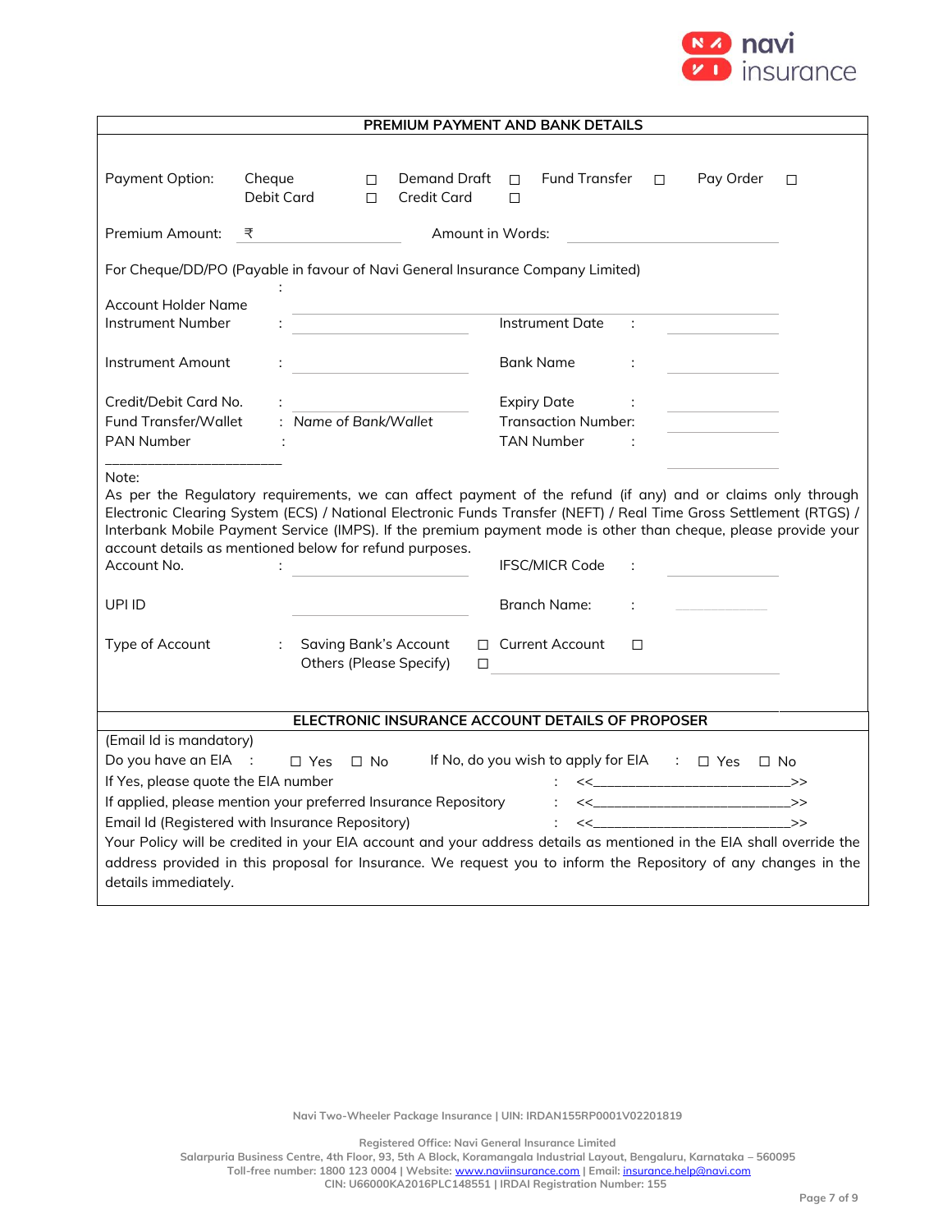## PREMIUM PAYMENT AND BANK DETAILS

Payment Option: Cheque ☐ Demand Draft ☐ Fund Transfer ☐ Pay Order ☐ Debit Card ☐ Credit Card ☐

Premium Amount: ₹ ____________________ Amount in Words: ____________________

For Cheque/DD/PO (Payable in favour of Navi General Insurance Company Limited)

Account Holder Name : ____________________

Instrument Number : ____________________ Instrument Date : ____________________

Instrument Amount : ____________________ Bank Name : ____________________

Credit/Debit Card No. : ____________________ Expiry Date : ____________________

Fund Transfer/Wallet : *Name of Bank/Wallet* Transaction Number: ____________________

PAN Number : ____________________ TAN Number : ____________________

Note:

As per the Regulatory requirements, we can affect payment of the refund (if any) and or claims only through Electronic Clearing System (ECS) / National Electronic Funds Transfer (NEFT) / Real Time Gross Settlement (RTGS) / Interbank Mobile Payment Service (IMPS). If the premium payment mode is other than cheque, please provide your account details as mentioned below for refund purposes.

Account No. : ____________________ IFSC/MICR Code : ____________________

UPI ID ____________________ Branch Name: : ____________________

Type of Account : Saving Bank's Account ☐ Current Account ☐ Others (Please Specify) ☐ ____________________

## ELECTRONIC INSURANCE ACCOUNT DETAILS OF PROPOSER

(Email Id is mandatory)

Do you have an EIA : ☐ Yes ☐ No If No, do you wish to apply for EIA : ☐ Yes ☐ No

If Yes, please quote the EIA number : <<____________________>>

If applied, please mention your preferred Insurance Repository : <<____________________>>

Email Id (Registered with Insurance Repository) : <<____________________>>

Your Policy will be credited in your EIA account and your address details as mentioned in the EIA shall override the address provided in this proposal for Insurance. We request you to inform the Repository of any changes in the details immediately.

Navi Two-Wheeler Package Insurance | UIN: IRDAN155RP0001V02201819

Registered Office: Navi General Insurance Limited
Salarpuria Business Centre, 4th Floor, 93, 5th A Block, Koramangala Industrial Layout, Bengaluru, Karnataka – 560095
Toll-free number: 1800 123 0004 | Website: www.naviinsurance.com | Email: insurance.help@navi.com
CIN: U66000KA2016PLC148551 | IRDAI Registration Number: 155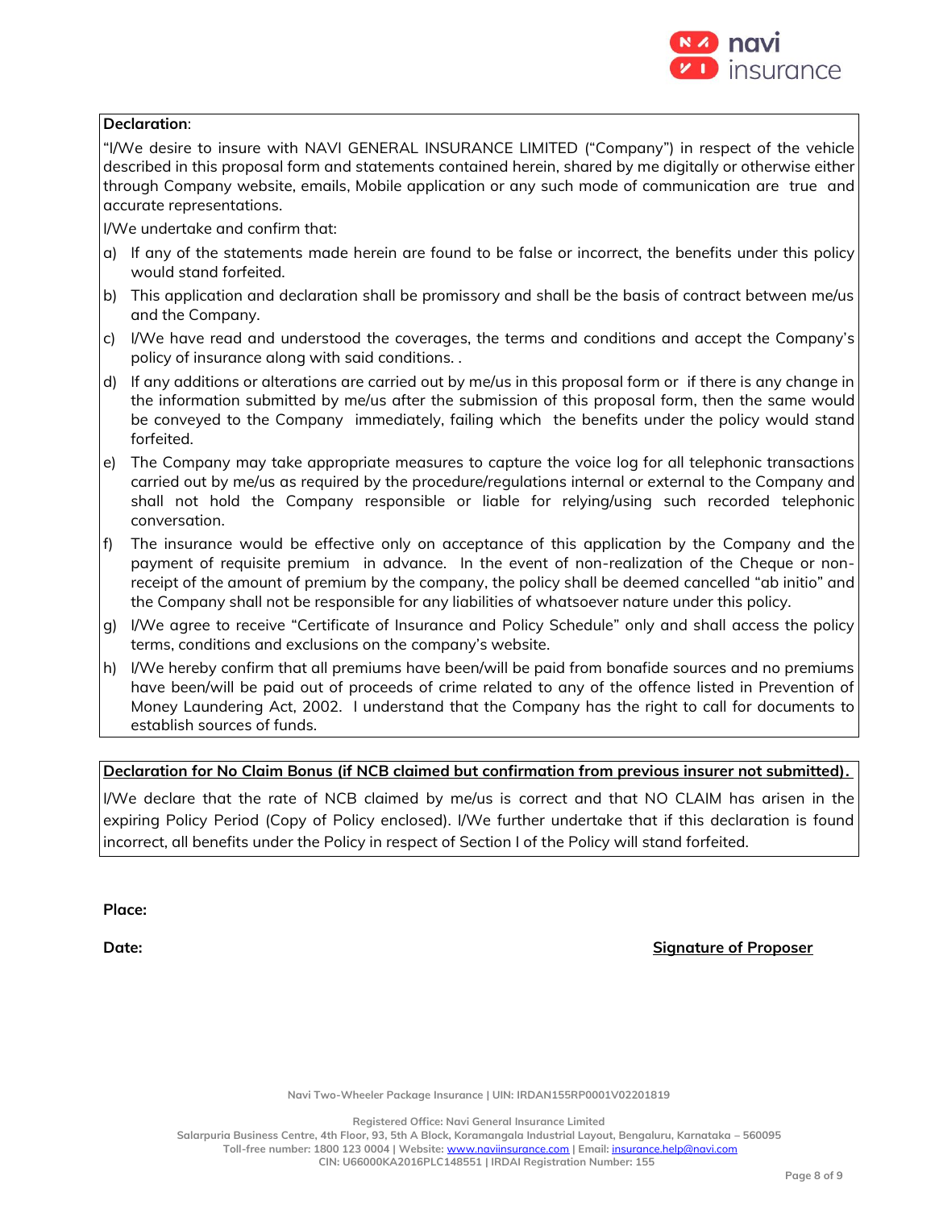**Declaration**:

"I/We desire to insure with NAVI GENERAL INSURANCE LIMITED ("Company") in respect of the vehicle described in this proposal form and statements contained herein, shared by me digitally or otherwise either through Company website, emails, Mobile application or any such mode of communication are true and accurate representations.

I/We undertake and confirm that:

a) If any of the statements made herein are found to be false or incorrect, the benefits under this policy would stand forfeited.
b) This application and declaration shall be promissory and shall be the basis of contract between me/us and the Company.
c) I/We have read and understood the coverages, the terms and conditions and accept the Company's policy of insurance along with said conditions. .
d) If any additions or alterations are carried out by me/us in this proposal form or if there is any change in the information submitted by me/us after the submission of this proposal form, then the same would be conveyed to the Company immediately, failing which the benefits under the policy would stand forfeited.
e) The Company may take appropriate measures to capture the voice log for all telephonic transactions carried out by me/us as required by the procedure/regulations internal or external to the Company and shall not hold the Company responsible or liable for relying/using such recorded telephonic conversation.
f) The insurance would be effective only on acceptance of this application by the Company and the payment of requisite premium in advance. In the event of non-realization of the Cheque or non-receipt of the amount of premium by the company, the policy shall be deemed cancelled "ab initio" and the Company shall not be responsible for any liabilities of whatsoever nature under this policy.
g) I/We agree to receive "Certificate of Insurance and Policy Schedule" only and shall access the policy terms, conditions and exclusions on the company's website.
h) I/We hereby confirm that all premiums have been/will be paid from bonafide sources and no premiums have been/will be paid out of proceeds of crime related to any of the offence listed in Prevention of Money Laundering Act, 2002. I understand that the Company has the right to call for documents to establish sources of funds.

**Declaration for No Claim Bonus (if NCB claimed but confirmation from previous insurer not submitted).**

I/We declare that the rate of NCB claimed by me/us is correct and that NO CLAIM has arisen in the expiring Policy Period (Copy of Policy enclosed). I/We further undertake that if this declaration is found incorrect, all benefits under the Policy in respect of Section I of the Policy will stand forfeited.

**Place:**

**Date:** **Signature of Proposer**

Navi Two-Wheeler Package Insurance | UIN: IRDAN155RP0001V02201819

Registered Office: Navi General Insurance Limited
Salarpuria Business Centre, 4th Floor, 93, 5th A Block, Koramangala Industrial Layout, Bengaluru, Karnataka – 560095
Toll-free number: 1800 123 0004 | Website: www.naviinsurance.com | Email: insurance.help@navi.com
CIN: U66000KA2016PLC148551 | IRDAI Registration Number: 155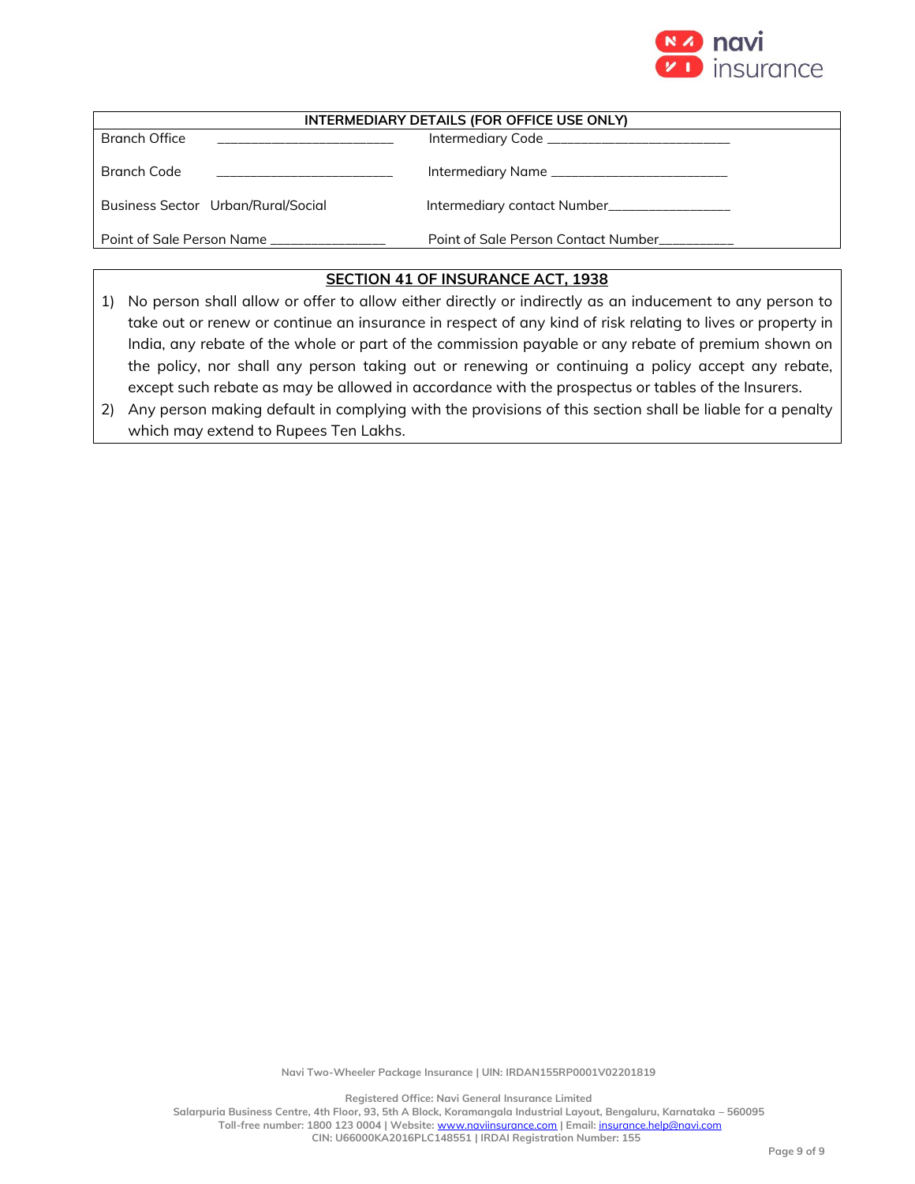**INTERMEDIARY DETAILS (FOR OFFICE USE ONLY)**

| | |
|---|---|
| Branch Office ______________________ | Intermediary Code ______________________ |
| Branch Code ______________________ | Intermediary Name ______________________ |
| Business Sector Urban/Rural/Social | Intermediary contact Number________________ |
| Point of Sale Person Name ______________ | Point of Sale Person Contact Number__________ |

## SECTION 41 OF INSURANCE ACT, 1938

1) No person shall allow or offer to allow either directly or indirectly as an inducement to any person to take out or renew or continue an insurance in respect of any kind of risk relating to lives or property in India, any rebate of the whole or part of the commission payable or any rebate of premium shown on the policy, nor shall any person taking out or renewing or continuing a policy accept any rebate, except such rebate as may be allowed in accordance with the prospectus or tables of the Insurers.
2) Any person making default in complying with the provisions of this section shall be liable for a penalty which may extend to Rupees Ten Lakhs.